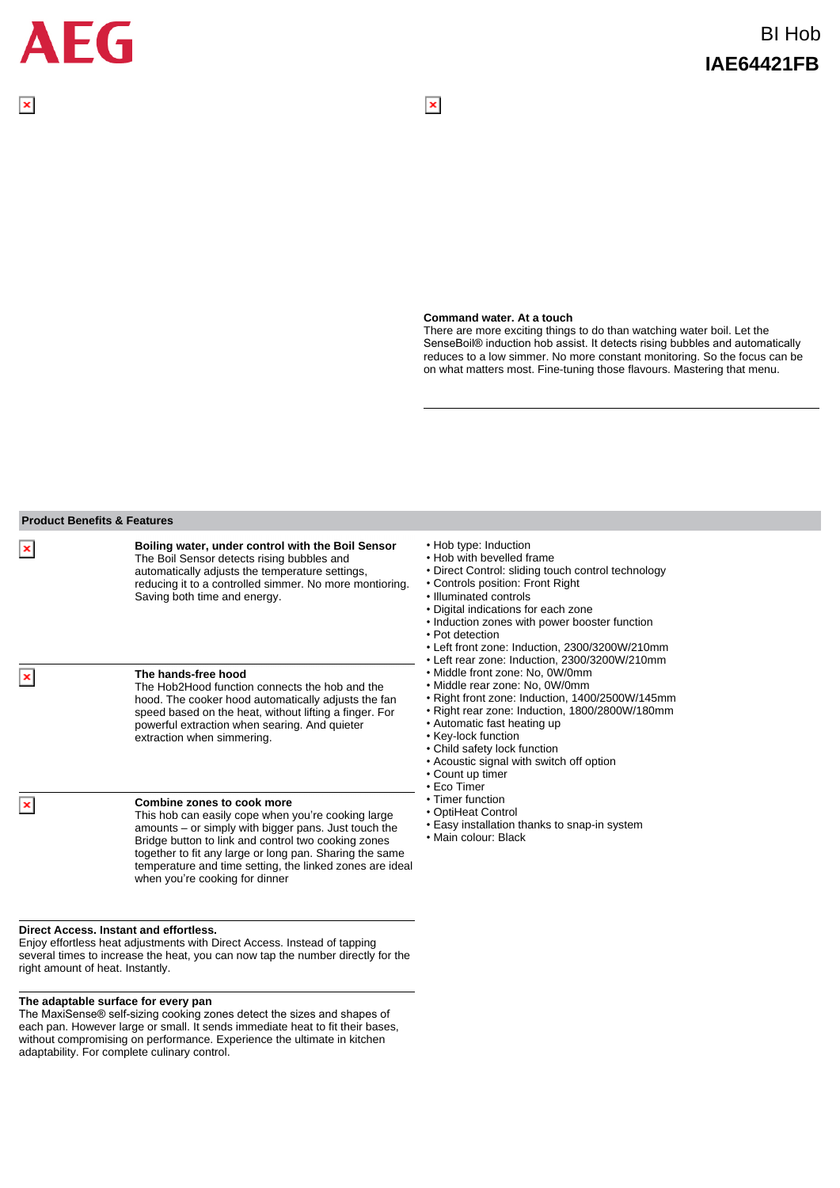AEG

BI Hob

# IAE64421FB

**Command water. At a touch**
There are more exciting things to do than watching water boil. Let the SenseBoil® induction hob assist. It detects rising bubbles and automatically reduces to a low simmer. No more constant monitoring. So the focus can be on what matters most. Fine-tuning those flavours. Mastering that menu.

## Product Benefits & Features

**Boiling water, under control with the Boil Sensor**
The Boil Sensor detects rising bubbles and automatically adjusts the temperature settings, reducing it to a controlled simmer. No more montioring. Saving both time and energy.

**The hands-free hood**
The Hob2Hood function connects the hob and the hood. The cooker hood automatically adjusts the fan speed based on the heat, without lifting a finger. For powerful extraction when searing. And quieter extraction when simmering.

**Combine zones to cook more**
This hob can easily cope when you're cooking large amounts – or simply with bigger pans. Just touch the Bridge button to link and control two cooking zones together to fit any large or long pan. Sharing the same temperature and time setting, the linked zones are ideal when you're cooking for dinner

**Direct Access. Instant and effortless.**
Enjoy effortless heat adjustments with Direct Access. Instead of tapping several times to increase the heat, you can now tap the number directly for the right amount of heat. Instantly.

**The adaptable surface for every pan**
The MaxiSense® self-sizing cooking zones detect the sizes and shapes of each pan. However large or small. It sends immediate heat to fit their bases, without compromising on performance. Experience the ultimate in kitchen adaptability. For complete culinary control.

- Hob type: Induction
- Hob with bevelled frame
- Direct Control: sliding touch control technology
- Controls position: Front Right
- Illuminated controls
- Digital indications for each zone
- Induction zones with power booster function
- Pot detection
- Left front zone: Induction, 2300/3200W/210mm
- Left rear zone: Induction, 2300/3200W/210mm
- Middle front zone: No, 0W/0mm
- Middle rear zone: No, 0W/0mm
- Right front zone: Induction, 1400/2500W/145mm
- Right rear zone: Induction, 1800/2800W/180mm
- Automatic fast heating up
- Key-lock function
- Child safety lock function
- Acoustic signal with switch off option
- Count up timer
- Eco Timer
- Timer function
- OptiHeat Control
- Easy installation thanks to snap-in system
- Main colour: Black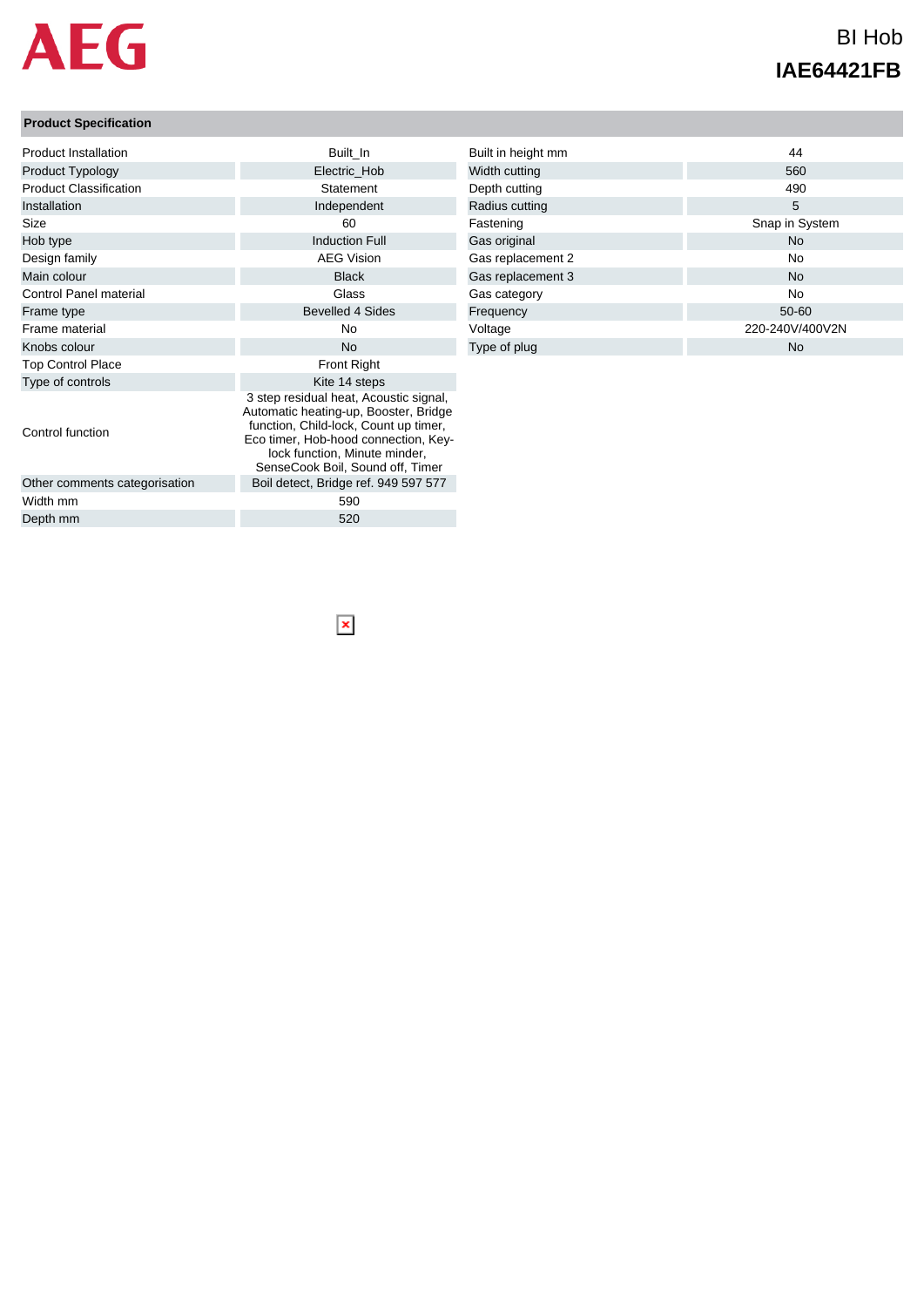**AEG**

BI Hob
**IAE64421FB**

## Product Specification

| | | | |
|---|---|---|---|
| Product Installation | Built_In | Built in height mm | 44 |
| Product Typology | Electric_Hob | Width cutting | 560 |
| Product Classification | Statement | Depth cutting | 490 |
| Installation | Independent | Radius cutting | 5 |
| Size | 60 | Fastening | Snap in System |
| Hob type | Induction Full | Gas original | No |
| Design family | AEG Vision | Gas replacement 2 | No |
| Main colour | Black | Gas replacement 3 | No |
| Control Panel material | Glass | Gas category | No |
| Frame type | Bevelled 4 Sides | Frequency | 50-60 |
| Frame material | No | Voltage | 220-240V/400V2N |
| Knobs colour | No | Type of plug | No |
| Top Control Place | Front Right | | |
| Type of controls | Kite 14 steps | | |
| Control function | 3 step residual heat, Acoustic signal, Automatic heating-up, Booster, Bridge function, Child-lock, Count up timer, Eco timer, Hob-hood connection, Key-lock function, Minute minder, SenseCook Boil, Sound off, Timer | | |
| Other comments categorisation | Boil detect, Bridge ref. 949 597 577 | | |
| Width mm | 590 | | |
| Depth mm | 520 | | |